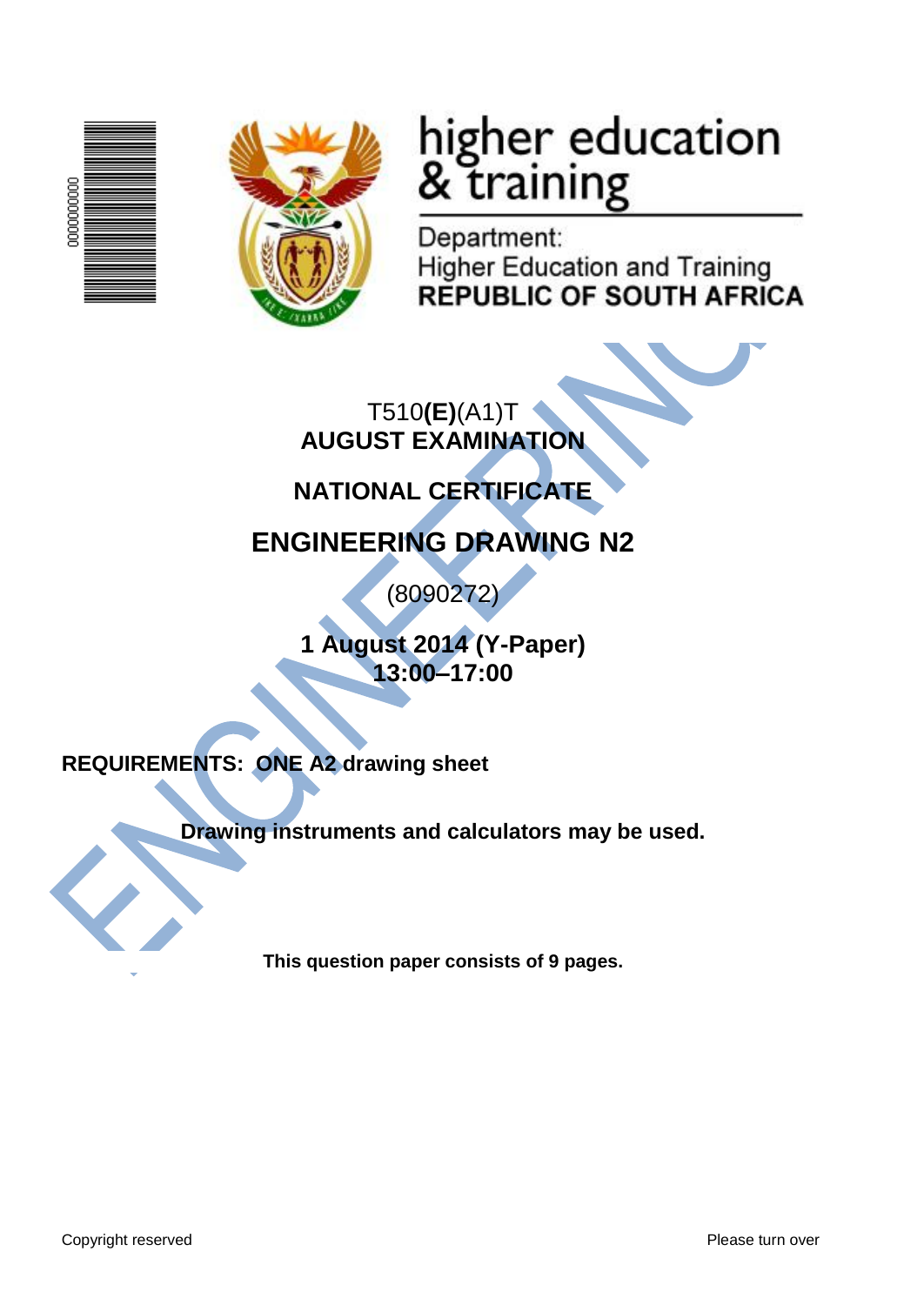higher education
& training

Department:
Higher Education and Training
**REPUBLIC OF SOUTH AFRICA**

T510**(E)**(A1)T
**AUGUST EXAMINATION**

**NATIONAL CERTIFICATE**

# ENGINEERING DRAWING N2

(8090272)

**1 August 2014 (Y-Paper)**
**13:00–17:00**

**REQUIREMENTS: ONE A2 drawing sheet**

**Drawing instruments and calculators may be used.**

**This question paper consists of 9 pages.**

Copyright reserved

Please turn over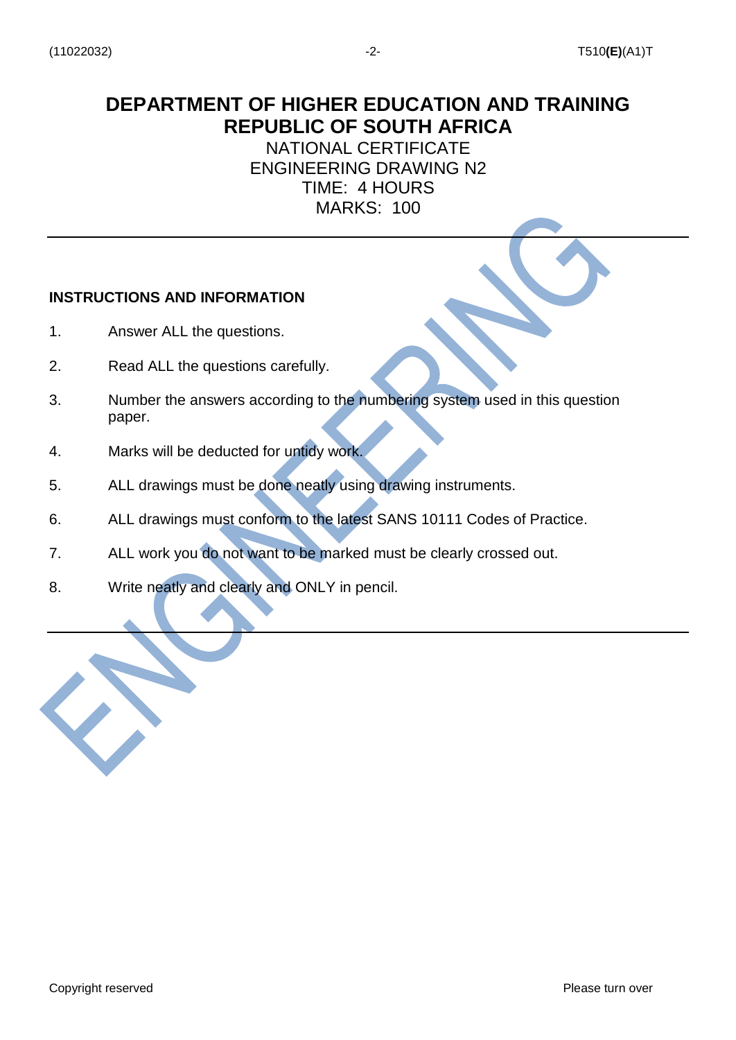# DEPARTMENT OF HIGHER EDUCATION AND TRAINING
# REPUBLIC OF SOUTH AFRICA

NATIONAL CERTIFICATE
ENGINEERING DRAWING N2
TIME: 4 HOURS
MARKS: 100

---

**INSTRUCTIONS AND INFORMATION**

1. Answer ALL the questions.

2. Read ALL the questions carefully.

3. Number the answers according to the numbering system used in this question paper.

4. Marks will be deducted for untidy work.

5. ALL drawings must be done neatly using drawing instruments.

6. ALL drawings must conform to the latest SANS 10111 Codes of Practice.

7. ALL work you do not want to be marked must be clearly crossed out.

8. Write neatly and clearly and ONLY in pencil.

---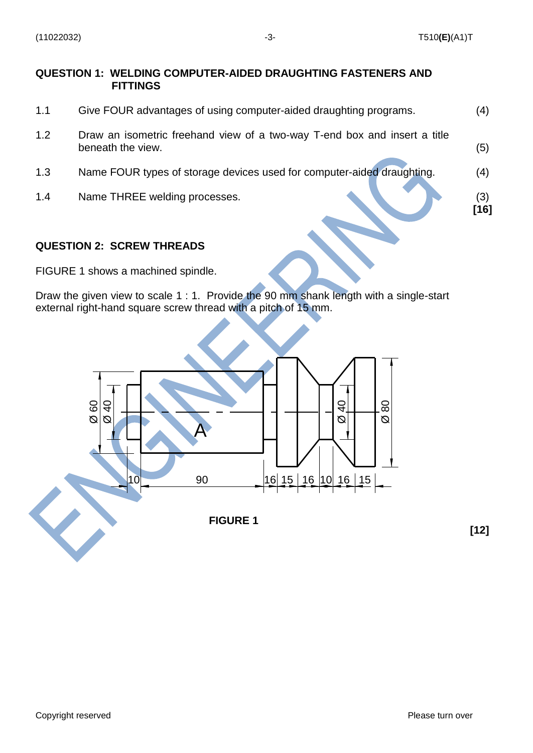## QUESTION 1: WELDING COMPUTER-AIDED DRAUGHTING FASTENERS AND FITTINGS

| | | |
|---|---|---|
| 1.1 | Give FOUR advantages of using computer-aided draughting programs. | (4) |
| 1.2 | Draw an isometric freehand view of a two-way T-end box and insert a title beneath the view. | (5) |
| 1.3 | Name FOUR types of storage devices used for computer-aided draughting. | (4) |
| 1.4 | Name THREE welding processes. | (3) |
| | | **[16]** |

## QUESTION 2: SCREW THREADS

FIGURE 1 shows a machined spindle.

Draw the given view to scale 1 : 1. Provide the 90 mm shank length with a single-start external right-hand square screw thread with a pitch of 15 mm.

**FIGURE 1**

**[12]**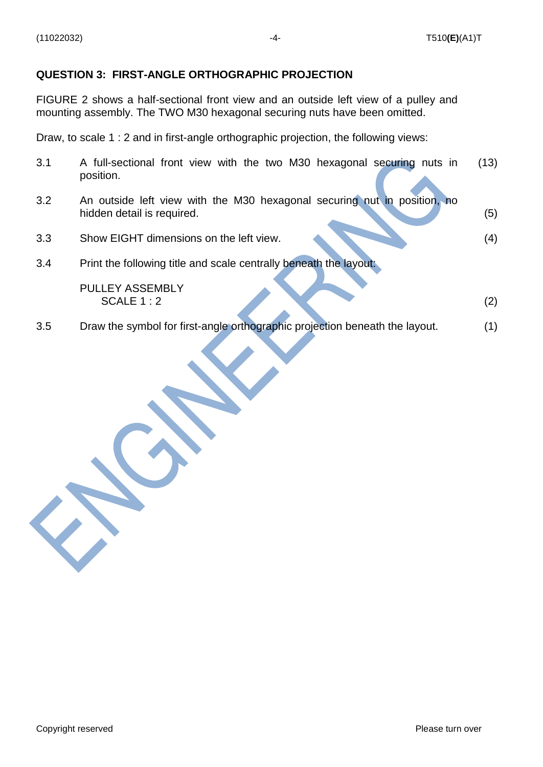## QUESTION 3: FIRST-ANGLE ORTHOGRAPHIC PROJECTION

FIGURE 2 shows a half-sectional front view and an outside left view of a pulley and mounting assembly. The TWO M30 hexagonal securing nuts have been omitted.

Draw, to scale 1 : 2 and in first-angle orthographic projection, the following views:

3.1 A full-sectional front view with the two M30 hexagonal securing nuts in position. (13)

3.2 An outside left view with the M30 hexagonal securing nut in position, no hidden detail is required. (5)

3.3 Show EIGHT dimensions on the left view. (4)

3.4 Print the following title and scale centrally beneath the layout:

PULLEY ASSEMBLY
SCALE 1 : 2 (2)

3.5 Draw the symbol for first-angle orthographic projection beneath the layout. (1)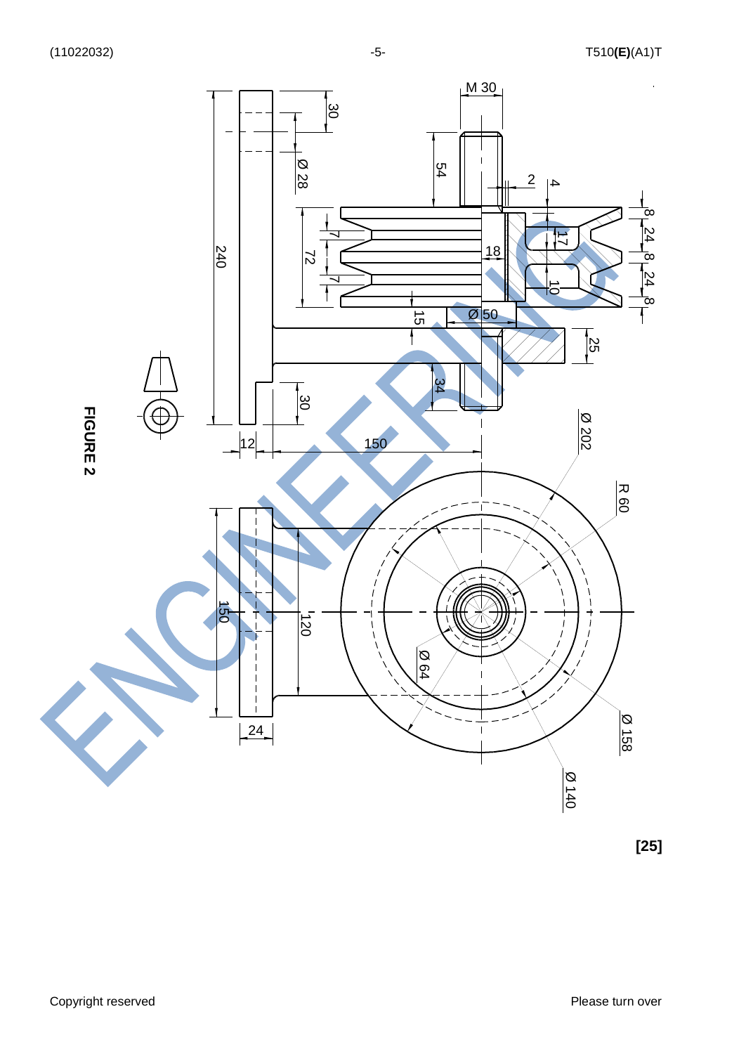**FIGURE 2**

**[25]**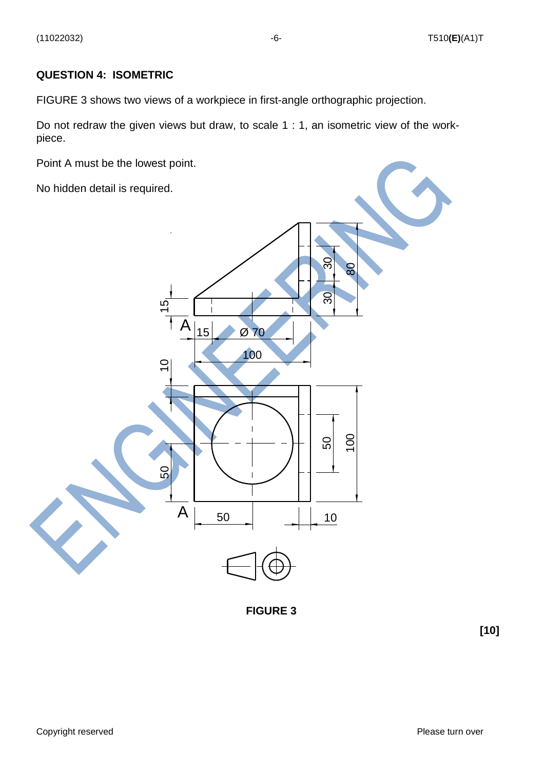## QUESTION 4: ISOMETRIC

FIGURE 3 shows two views of a workpiece in first-angle orthographic projection.

Do not redraw the given views but draw, to scale 1 : 1, an isometric view of the workpiece.

Point A must be the lowest point.

No hidden detail is required.

**FIGURE 3**

**[10]**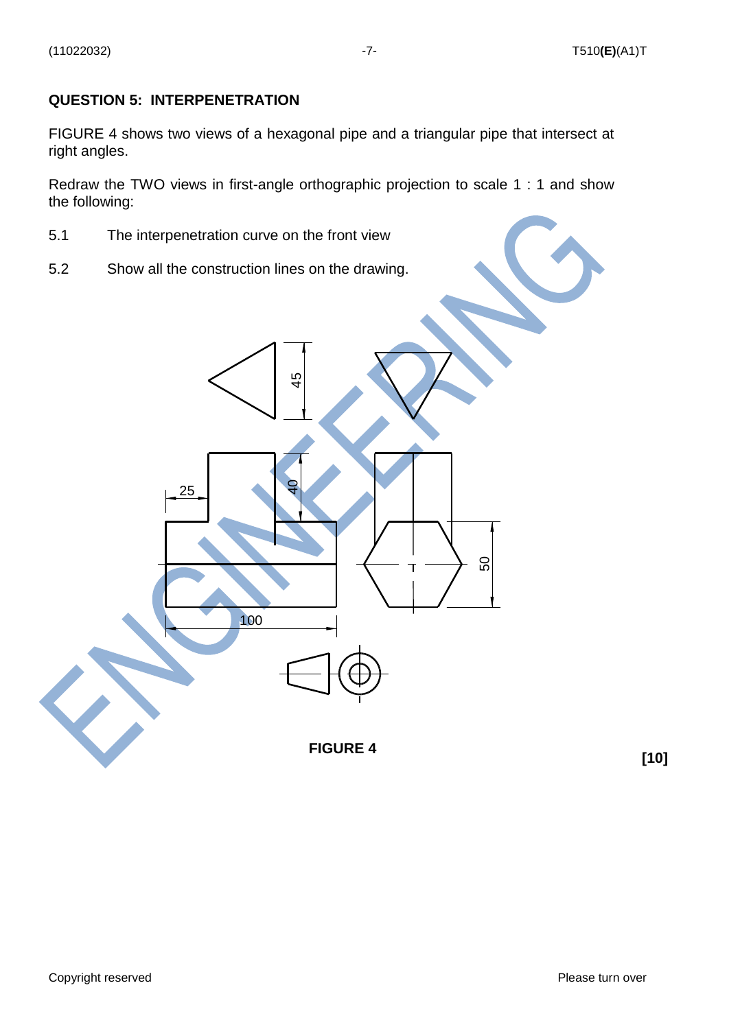## QUESTION 5: INTERPENETRATION

FIGURE 4 shows two views of a hexagonal pipe and a triangular pipe that intersect at right angles.

Redraw the TWO views in first-angle orthographic projection to scale 1 : 1 and show the following:

5.1 The interpenetration curve on the front view

5.2 Show all the construction lines on the drawing.

**FIGURE 4**

**[10]**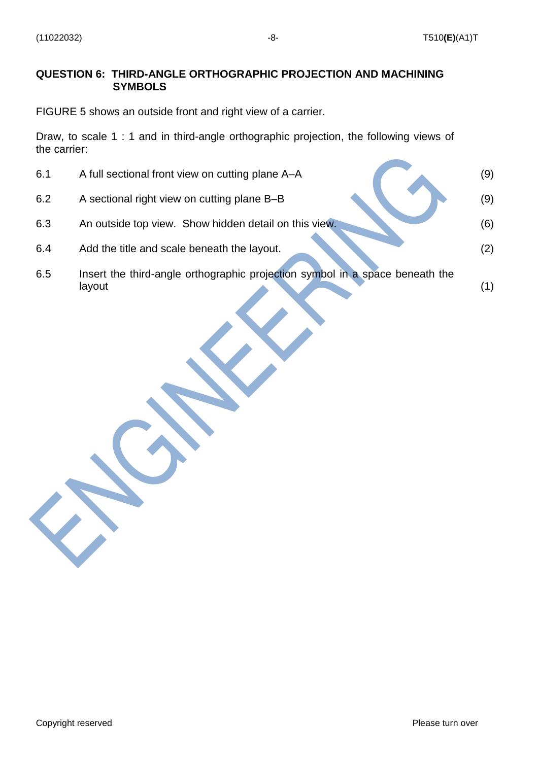## QUESTION 6: THIRD-ANGLE ORTHOGRAPHIC PROJECTION AND MACHINING SYMBOLS

FIGURE 5 shows an outside front and right view of a carrier.

Draw, to scale 1 : 1 and in third-angle orthographic projection, the following views of the carrier:

| | | |
|---|---|---|
| 6.1 | A full sectional front view on cutting plane A–A | (9) |
| 6.2 | A sectional right view on cutting plane B–B | (9) |
| 6.3 | An outside top view. Show hidden detail on this view. | (6) |
| 6.4 | Add the title and scale beneath the layout. | (2) |
| 6.5 | Insert the third-angle orthographic projection symbol in a space beneath the layout | (1) |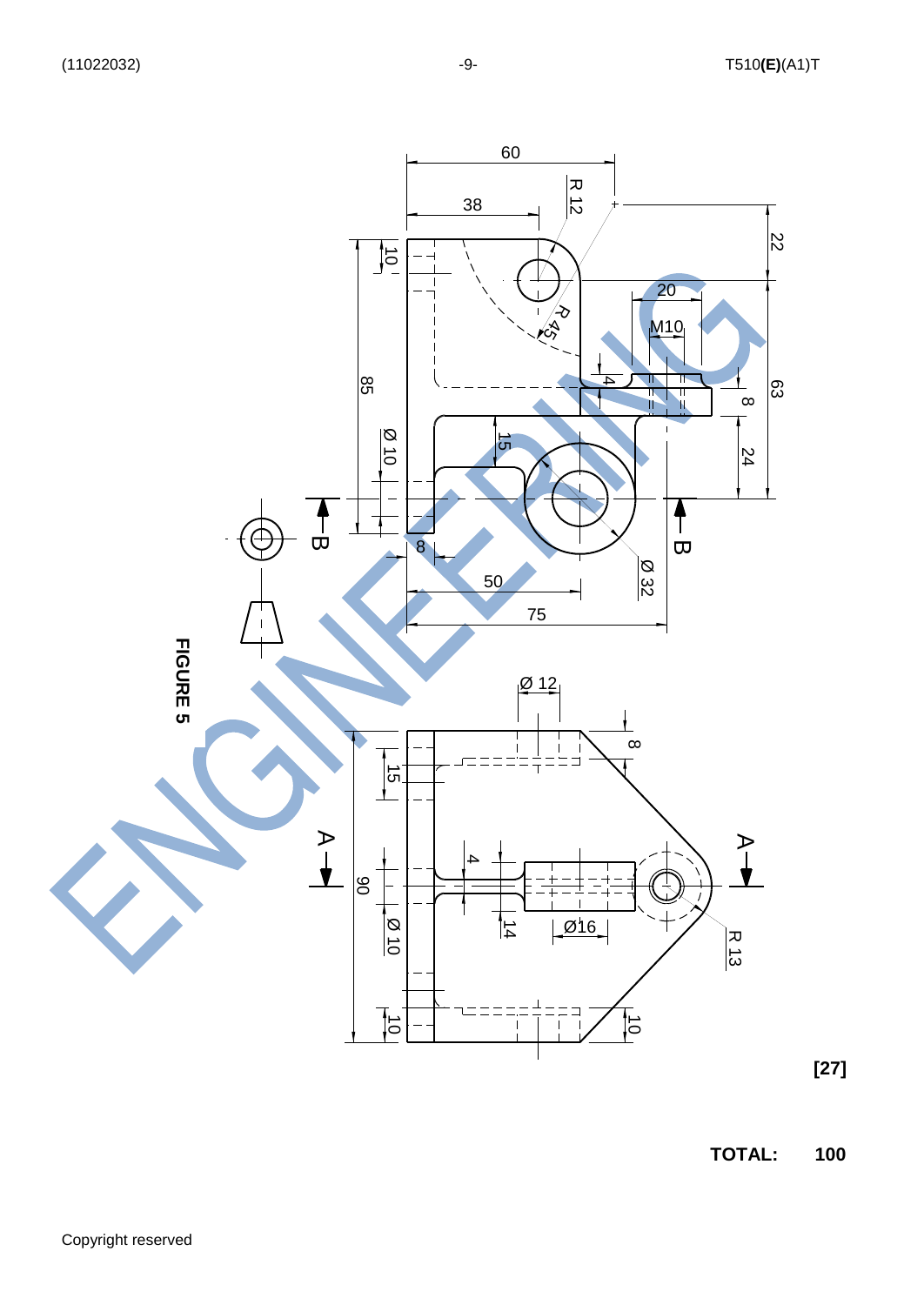FIGURE 5

60

38

R 12

22

10

20

R 45

M10

4

8

63

85

Ø 10

15

24

B

B

8

Ø 32

50

75

Ø 12

8

15

A

A

4

90

Ø 10

14

Ø16

R 13

10

10

**[27]**

**TOTAL: 100**

Copyright reserved